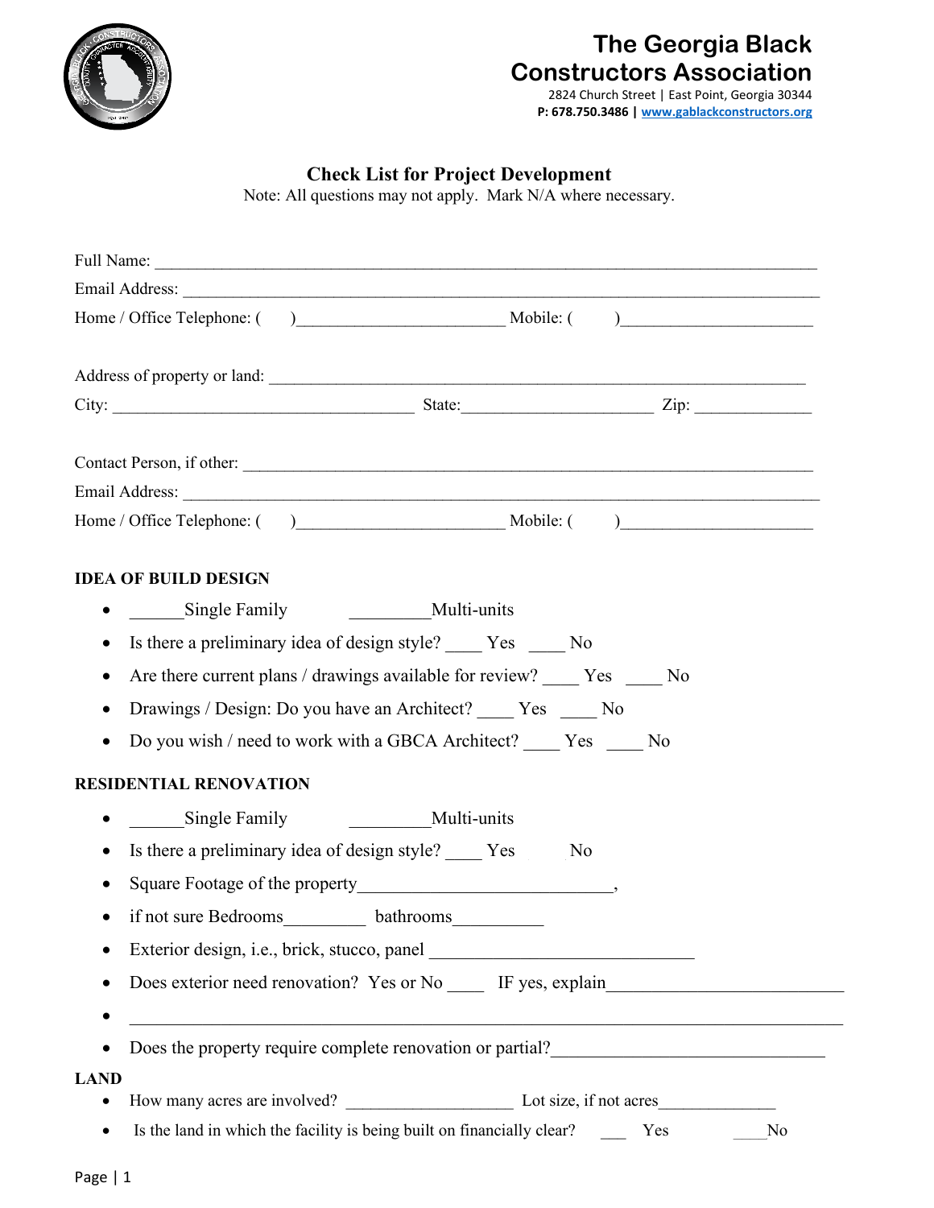# The Georgia Black Constructors Association

2824 Church Street | East Point, Georgia 30344
**P: 678.750.3486 | www.gablackconstructors.org**

## Check List for Project Development

Note: All questions may not apply. Mark N/A where necessary.

Full Name: ______________________________________________________________________________

Email Address: ___________________________________________________________________________

Home / Office Telephone: ( )________________________ Mobile: ( )______________________

Address of property or land: _______________________________________________________________

City: ___________________________________ State:______________________ Zip: _____________

Contact Person, if other: __________________________________________________________________

Email Address: ___________________________________________________________________________

Home / Office Telephone: ( )________________________ Mobile: ( )______________________

**IDEA OF BUILD DESIGN**

- ______Single Family _________Multi-units
- Is there a preliminary idea of design style? ____ Yes ____ No
- Are there current plans / drawings available for review? ____ Yes ____ No
- Drawings / Design: Do you have an Architect? ____ Yes ____ No
- Do you wish / need to work with a GBCA Architect? ____ Yes ____ No

**RESIDENTIAL RENOVATION**

- ______Single Family _________Multi-units
- Is there a preliminary idea of design style? ____ Yes No
- Square Footage of the property____________________________,
- if not sure Bedrooms_________ bathrooms__________
- Exterior design, i.e., brick, stucco, panel _____________________________
- Does exterior need renovation? Yes or No ____ IF yes, explain_________________________
- _________________________________________________________________________________
- Does the property require complete renovation or partial?______________________________

**LAND**

- How many acres are involved? ___________________ Lot size, if not acres_____________
- Is the land in which the facility is being built on financially clear? ___ Yes ____No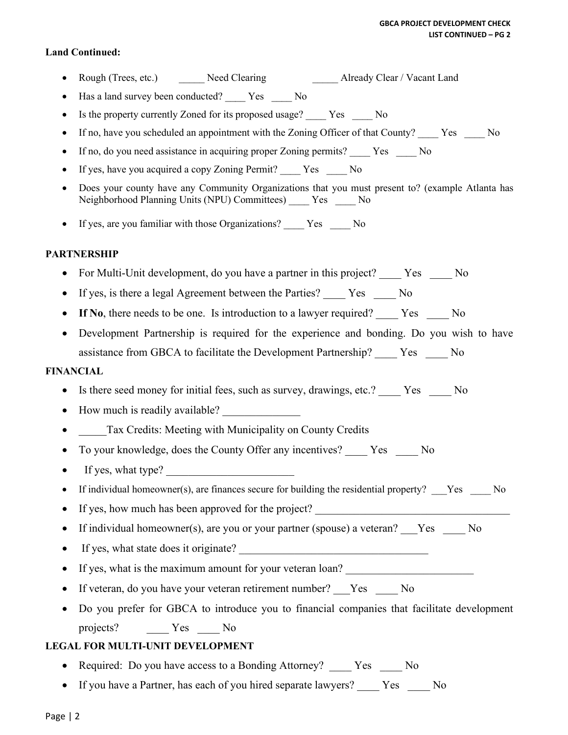**Land Continued:**

- Rough (Trees, etc.) _____ Need Clearing _____ Already Clear / Vacant Land
- Has a land survey been conducted? ____ Yes ____ No
- Is the property currently Zoned for its proposed usage? ____ Yes ____ No
- If no, have you scheduled an appointment with the Zoning Officer of that County? ____ Yes ____ No
- If no, do you need assistance in acquiring proper Zoning permits? ____ Yes ____ No
- If yes, have you acquired a copy Zoning Permit? ____ Yes ____ No
- Does your county have any Community Organizations that you must present to? (example Atlanta has Neighborhood Planning Units (NPU) Committees) ____ Yes ____ No
- If yes, are you familiar with those Organizations? ____ Yes ____ No

**PARTNERSHIP**

- For Multi-Unit development, do you have a partner in this project? ____ Yes ____ No
- If yes, is there a legal Agreement between the Parties? ____ Yes ____ No
- **If No**, there needs to be one. Is introduction to a lawyer required? ____ Yes ____ No
- Development Partnership is required for the experience and bonding. Do you wish to have assistance from GBCA to facilitate the Development Partnership? ____ Yes ____ No

**FINANCIAL**

- Is there seed money for initial fees, such as survey, drawings, etc.? ____ Yes ____ No
- How much is readily available? ______________
- _____Tax Credits: Meeting with Municipality on County Credits
- To your knowledge, does the County Offer any incentives? ____ Yes ____ No
- If yes, what type? _______________________
- If individual homeowner(s), are finances secure for building the residential property? ___Yes ____ No
- If yes, how much has been approved for the project? ____________________________________
- If individual homeowner(s), are you or your partner (spouse) a veteran? ___Yes ____ No
- If yes, what state does it originate? __________________________________
- If yes, what is the maximum amount for your veteran loan? _______________________
- If veteran, do you have your veteran retirement number? ___Yes ____ No
- Do you prefer for GBCA to introduce you to financial companies that facilitate development projects? ____ Yes ____ No

**LEGAL FOR MULTI-UNIT DEVELOPMENT**

- Required: Do you have access to a Bonding Attorney? ____ Yes ____ No
- If you have a Partner, has each of you hired separate lawyers? ____ Yes ____ No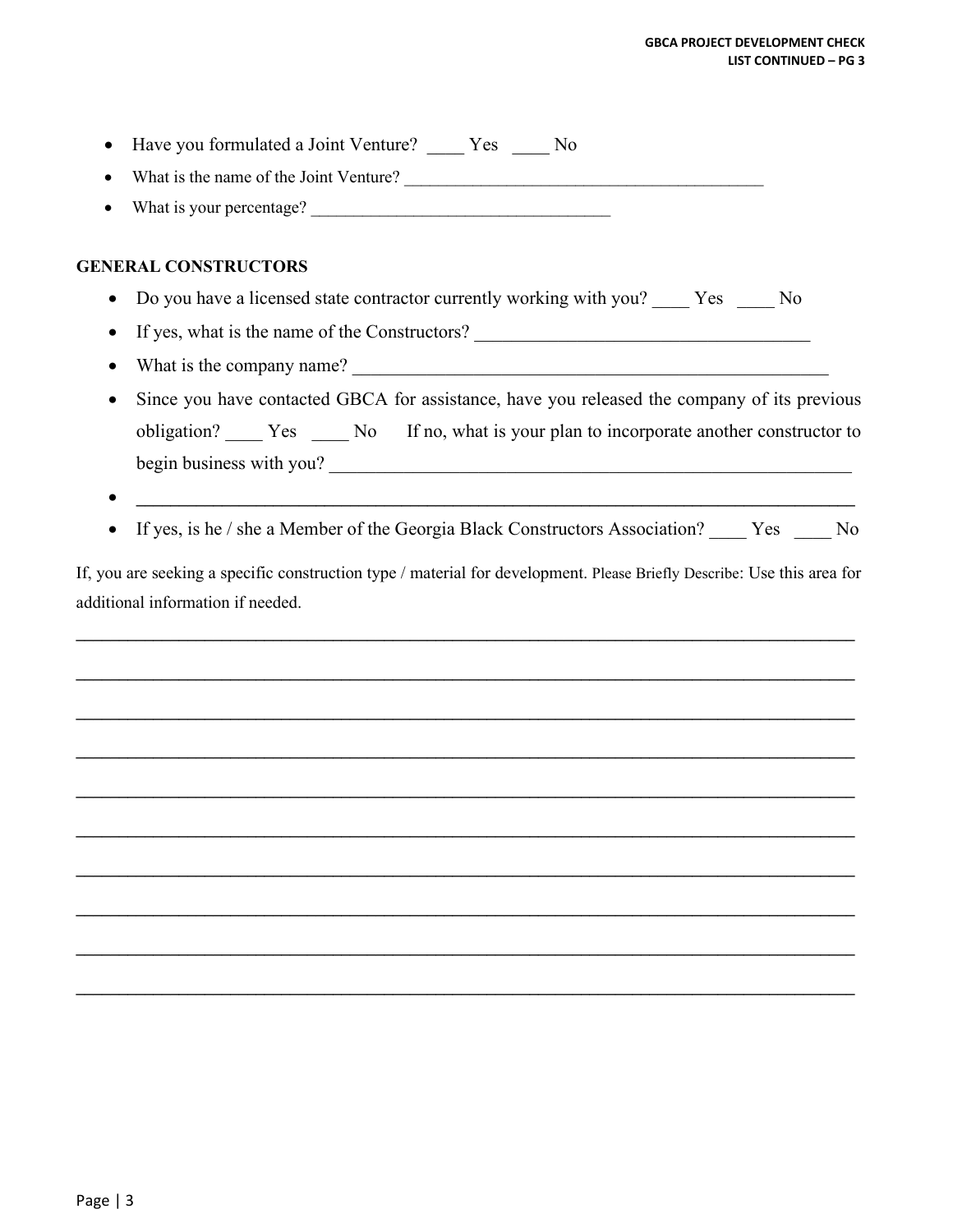- Have you formulated a Joint Venture? ____ Yes ____ No
- What is the name of the Joint Venture? ___________________________________________
- What is your percentage? ___________________________________

**GENERAL CONSTRUCTORS**

- Do you have a licensed state contractor currently working with you? ____ Yes ____ No
- If yes, what is the name of the Constructors? ____________________________________
- What is the company name? ____________________________________________________
- Since you have contacted GBCA for assistance, have you released the company of its previous obligation? ____ Yes ____ No If no, what is your plan to incorporate another constructor to begin business with you? ________________________________________________________
- ______________________________________________________________________________
- If yes, is he / she a Member of the Georgia Black Constructors Association? ____ Yes ____ No

If, you are seeking a specific construction type / material for development. Please Briefly Describe: Use this area for additional information if needed.

______________________________________________________________________________

______________________________________________________________________________

______________________________________________________________________________

______________________________________________________________________________

______________________________________________________________________________

______________________________________________________________________________

______________________________________________________________________________

______________________________________________________________________________

______________________________________________________________________________

______________________________________________________________________________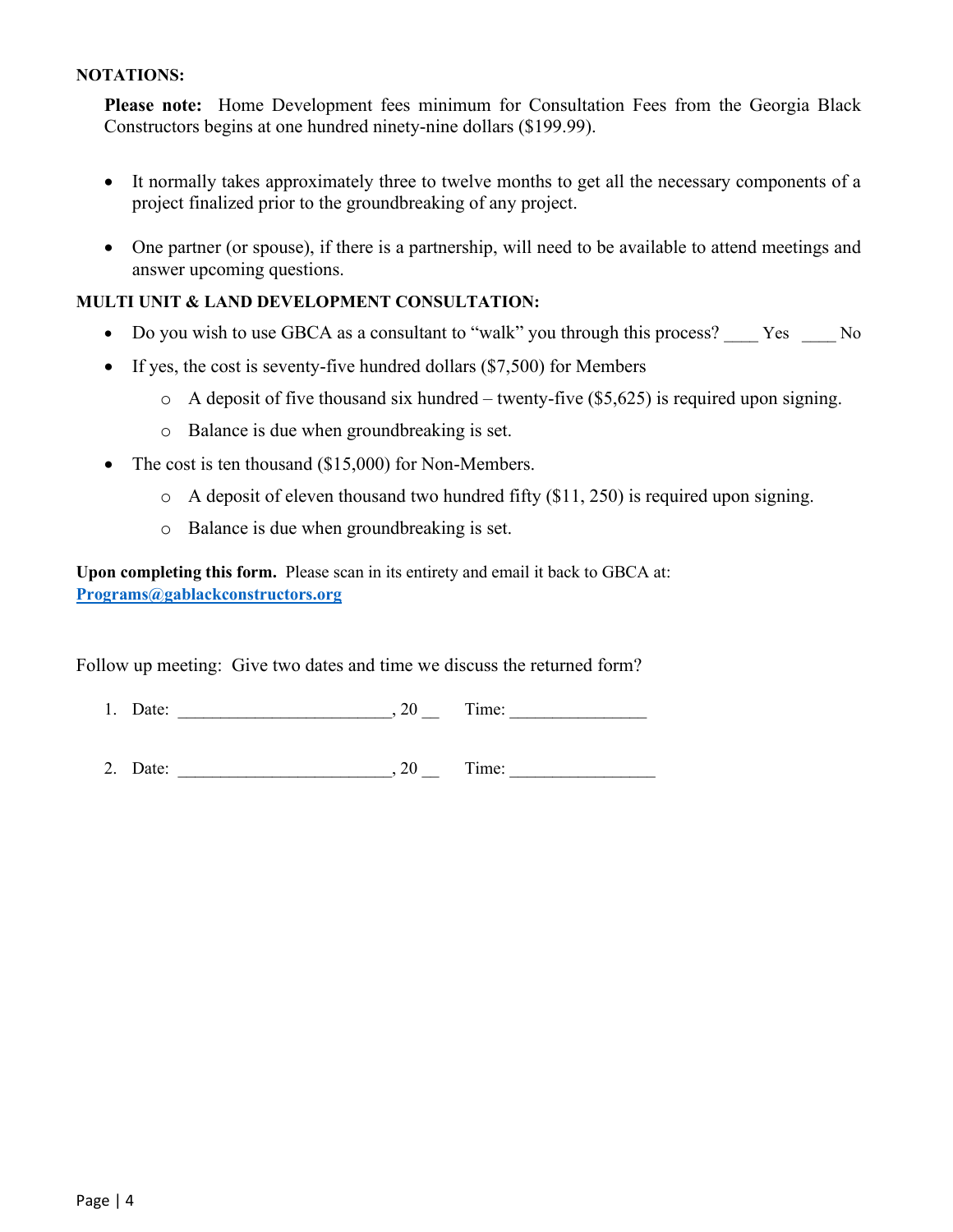**NOTATIONS:**

> **Please note:** Home Development fees minimum for Consultation Fees from the Georgia Black Constructors begins at one hundred ninety-nine dollars ($199.99).

- It normally takes approximately three to twelve months to get all the necessary components of a project finalized prior to the groundbreaking of any project.
- One partner (or spouse), if there is a partnership, will need to be available to attend meetings and answer upcoming questions.

**MULTI UNIT & LAND DEVELOPMENT CONSULTATION:**

- Do you wish to use GBCA as a consultant to "walk" you through this process? ____ Yes ____ No
- If yes, the cost is seventy-five hundred dollars ($7,500) for Members
  - A deposit of five thousand six hundred – twenty-five ($5,625) is required upon signing.
  - Balance is due when groundbreaking is set.
- The cost is ten thousand ($15,000) for Non-Members.
  - A deposit of eleven thousand two hundred fifty ($11, 250) is required upon signing.
  - Balance is due when groundbreaking is set.

**Upon completing this form.** Please scan in its entirety and email it back to GBCA at: **Programs@gablackconstructors.org**

Follow up meeting: Give two dates and time we discuss the returned form?

1. Date: ________________________, 20 __ Time: _______________
2. Date: ________________________, 20 __ Time: ________________